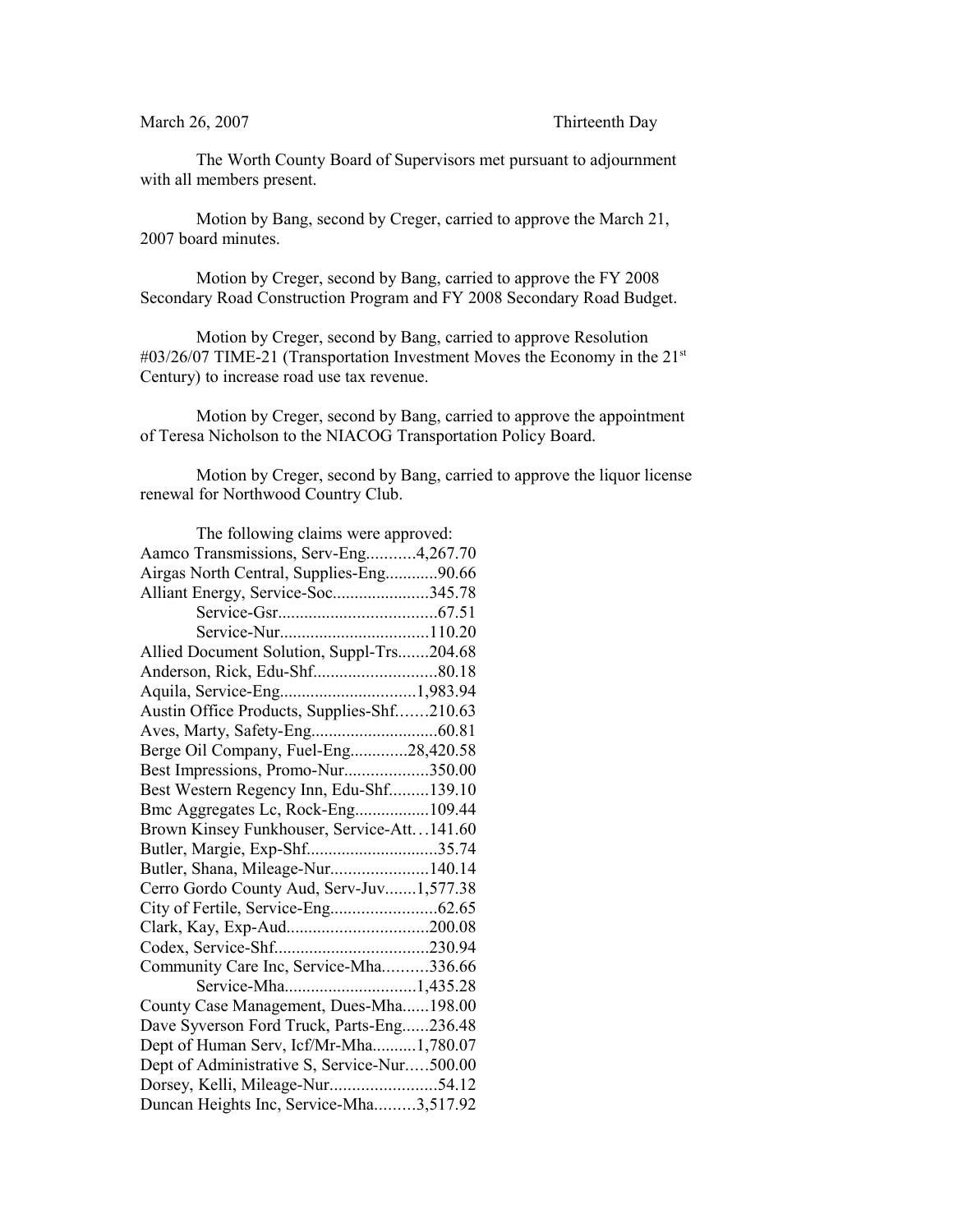March 26, 2007 Thirteenth Day

The Worth County Board of Supervisors met pursuant to adjournment with all members present.

Motion by Bang, second by Creger, carried to approve the March 21, 2007 board minutes.

Motion by Creger, second by Bang, carried to approve the FY 2008 Secondary Road Construction Program and FY 2008 Secondary Road Budget.

Motion by Creger, second by Bang, carried to approve Resolution #03/26/07 TIME-21 (Transportation Investment Moves the Economy in the 21st Century) to increase road use tax revenue.

Motion by Creger, second by Bang, carried to approve the appointment of Teresa Nicholson to the NIACOG Transportation Policy Board.

Motion by Creger, second by Bang, carried to approve the liquor license renewal for Northwood Country Club.

The following claims were approved:

Aamco Transmissions, Serv-Eng...........4,267.70
Airgas North Central, Supplies-Eng............90.66
Alliant Energy, Service-Soc......................345.78
Service-Gsr....................................67.51
Service-Nur..................................110.20
Allied Document Solution, Suppl-Trs.......204.68
Anderson, Rick, Edu-Shf............................80.18
Aquila, Service-Eng...............................1,983.94
Austin Office Products, Supplies-Shf.......210.63
Aves, Marty, Safety-Eng............................60.81
Berge Oil Company, Fuel-Eng.............28,420.58
Best Impressions, Promo-Nur...................350.00
Best Western Regency Inn, Edu-Shf.........139.10
Bmc Aggregates Lc, Rock-Eng.................109.44
Brown Kinsey Funkhouser, Service-Att...141.60
Butler, Margie, Exp-Shf.............................35.74
Butler, Shana, Mileage-Nur......................140.14
Cerro Gordo County Aud, Serv-Juv.......1,577.38
City of Fertile, Service-Eng........................62.65
Clark, Kay, Exp-Aud................................200.08
Codex, Service-Shf...................................230.94
Community Care Inc, Service-Mha..........336.66
Service-Mha.............................1,435.28
County Case Management, Dues-Mha......198.00
Dave Syverson Ford Truck, Parts-Eng......236.48
Dept of Human Serv, Icf/Mr-Mha..........1,780.07
Dept of Administrative S, Service-Nur.....500.00
Dorsey, Kelli, Mileage-Nur........................54.12
Duncan Heights Inc, Service-Mha.........3,517.92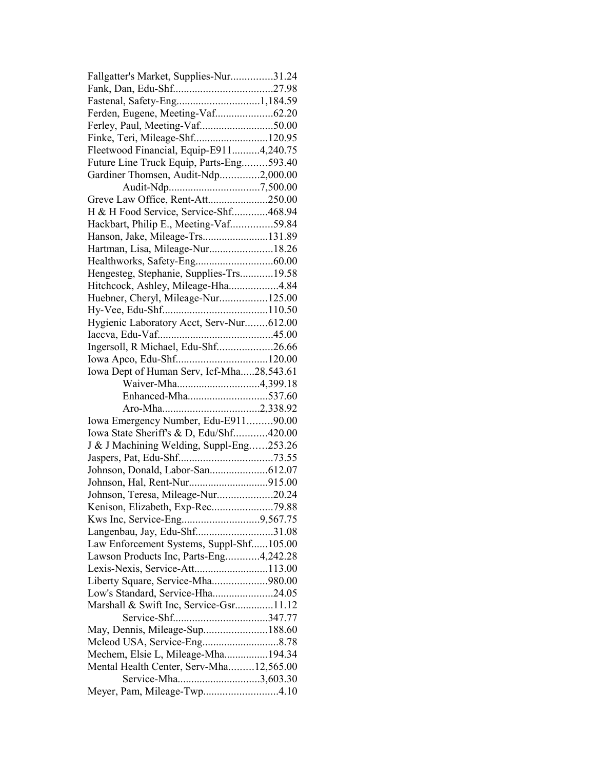Fallgatter's Market, Supplies-Nur...............31.24
Fank, Dan, Edu-Shf....................................27.98
Fastenal, Safety-Eng..............................1,184.59
Ferden, Eugene, Meeting-Vaf.....................62.20
Ferley, Paul, Meeting-Vaf..........................50.00
Finke, Teri, Mileage-Shf...........................120.95
Fleetwood Financial, Equip-E911..........4,240.75
Future Line Truck Equip, Parts-Eng.........593.40
Gardiner Thomsen, Audit-Ndp..............2,000.00
Audit-Ndp.................................7,500.00
Greve Law Office, Rent-Att......................250.00
H & H Food Service, Service-Shf.............468.94
Hackbart, Philip E., Meeting-Vaf...............59.84
Hanson, Jake, Mileage-Trs........................131.89
Hartman, Lisa, Mileage-Nur.......................18.26
Healthworks, Safety-Eng............................60.00
Hengesteg, Stephanie, Supplies-Trs............19.58
Hitchcock, Ashley, Mileage-Hha..................4.84
Huebner, Cheryl, Mileage-Nur.................125.00
Hy-Vee, Edu-Shf......................................110.50
Hygienic Laboratory Acct, Serv-Nur........612.00
Iaccva, Edu-Vaf.........................................45.00
Ingersoll, R Michael, Edu-Shf....................26.66
Iowa Apco, Edu-Shf.................................120.00
Iowa Dept of Human Serv, Icf-Mha.....28,543.61
Waiver-Mha.............................4,399.18
Enhanced-Mha............................537.60
Aro-Mha..................................2,338.92
Iowa Emergency Number, Edu-E911.........90.00
Iowa State Sheriff's & D, Edu/Shf............420.00
J & J Machining Welding, Suppl-Eng……253.26
Jaspers, Pat, Edu-Shf..................................73.55
Johnson, Donald, Labor-San.....................612.07
Johnson, Hal, Rent-Nur............................915.00
Johnson, Teresa, Mileage-Nur....................20.24
Kenison, Elizabeth, Exp-Rec......................79.88
Kws Inc, Service-Eng............................9,567.75
Langenbau, Jay, Edu-Shf...........................31.08
Law Enforcement Systems, Suppl-Shf......105.00
Lawson Products Inc, Parts-Eng............4,242.28
Lexis-Nexis, Service-Att...........................113.00
Liberty Square, Service-Mha....................980.00
Low's Standard, Service-Hha......................24.05
Marshall & Swift Inc, Service-Gsr..............11.12
Service-Shf..................................347.77
May, Dennis, Mileage-Sup.......................188.60
Mcleod USA, Service-Eng............................8.78
Mechem, Elsie L, Mileage-Mha................194.34
Mental Health Center, Serv-Mha.........12,565.00
Service-Mha.............................3,603.30
Meyer, Pam, Mileage-Twp...........................4.10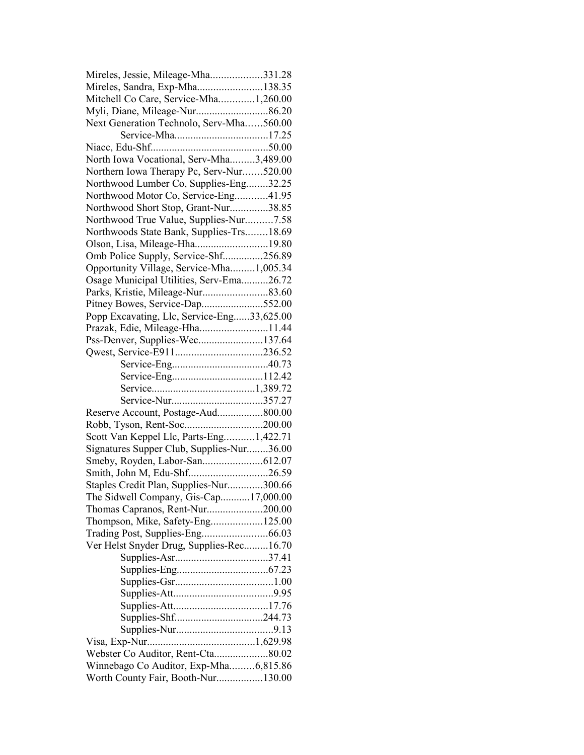Mireles, Jessie, Mileage-Mha...................331.28
Mireles, Sandra, Exp-Mha........................138.35
Mitchell Co Care, Service-Mha.............1,260.00
Myli, Diane, Mileage-Nur...........................86.20
Next Generation Technolo, Serv-Mha……560.00
Service-Mha...................................17.25
Niacc, Edu-Shf............................................50.00
North Iowa Vocational, Serv-Mha.........3,489.00
Northern Iowa Therapy Pc, Serv-Nur.......520.00
Northwood Lumber Co, Supplies-Eng........32.25
Northwood Motor Co, Service-Eng............41.95
Northwood Short Stop, Grant-Nur.............38.85
Northwood True Value, Supplies-Nur..........7.58
Northwoods State Bank, Supplies-Trs........18.69
Olson, Lisa, Mileage-Hha...........................19.80
Omb Police Supply, Service-Shf...............256.89
Opportunity Village, Service-Mha.........1,005.34
Osage Municipal Utilities, Serv-Ema..........26.72
Parks, Kristie, Mileage-Nur........................83.60
Pitney Bowes, Service-Dap.......................552.00
Popp Excavating, Llc, Service-Eng......33,625.00
Prazak, Edie, Mileage-Hha.........................11.44
Pss-Denver, Supplies-Wec........................137.64
Qwest, Service-E911................................236.52
Service-Eng....................................40.73
Service-Eng..................................112.42
Service......................................1,389.72
Service-Nur..................................357.27
Reserve Account, Postage-Aud.................800.00
Robb, Tyson, Rent-Soc.............................200.00
Scott Van Keppel Llc, Parts-Eng...........1,422.71
Signatures Supper Club, Supplies-Nur........36.00
Smeby, Royden, Labor-San......................612.07
Smith, John M, Edu-Shf.............................26.59
Staples Credit Plan, Supplies-Nur.............300.66
The Sidwell Company, Gis-Cap...........17,000.00
Thomas Capranos, Rent-Nur.....................200.00
Thompson, Mike, Safety-Eng...................125.00
Trading Post, Supplies-Eng........................66.03
Ver Helst Snyder Drug, Supplies-Rec.........16.70
Supplies-Asr..................................37.41
Supplies-Eng..................................67.23
Supplies-Gsr....................................1.00
Supplies-Att.....................................9.95
Supplies-Att...................................17.76
Supplies-Shf.................................244.73
Supplies-Nur....................................9.13
Visa, Exp-Nur........................................1,629.98
Webster Co Auditor, Rent-Cta....................80.02
Winnebago Co Auditor, Exp-Mha.........6,815.86
Worth County Fair, Booth-Nur.................130.00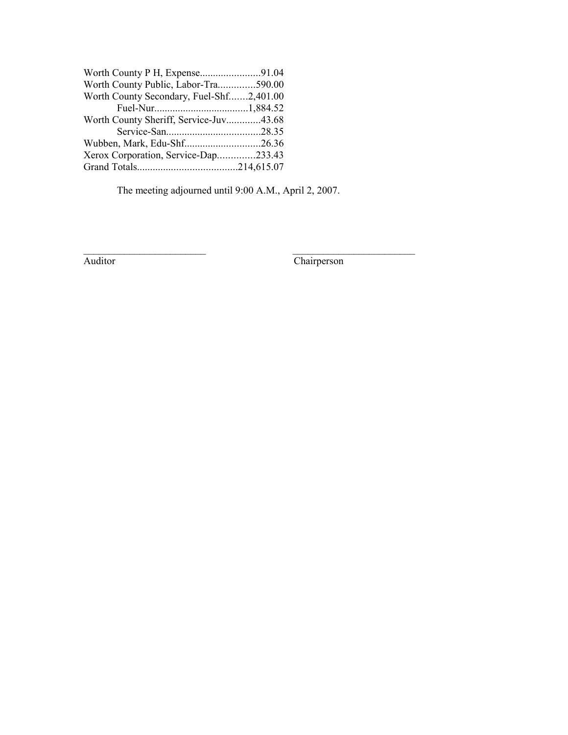Worth County P H, Expense.......................91.04
Worth County Public, Labor-Tra..............590.00
Worth County Secondary, Fuel-Shf.......2,401.00
Fuel-Nur....................................1,884.52
Worth County Sheriff, Service-Juv.............43.68
Service-San....................................28.35
Wubben, Mark, Edu-Shf.............................26.36
Xerox Corporation, Service-Dap..............233.43
Grand Totals......................................214,615.07

The meeting adjourned until 9:00 A.M., April 2, 2007.

________________________ ________________________
Auditor Chairperson